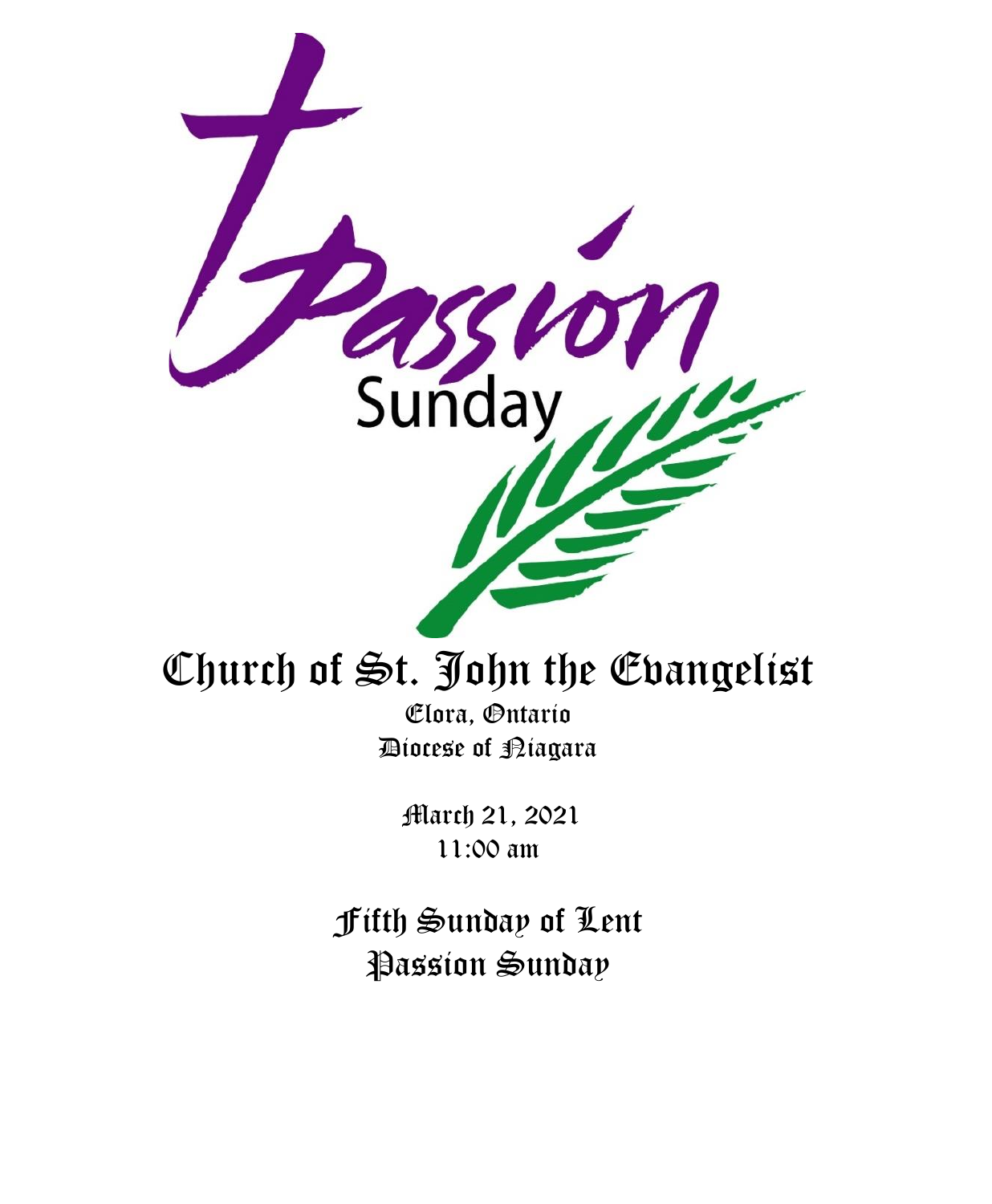Passion Sunday

# Church of St. John the Evangelist

Elora, Ontario
Diocese of Niagara

March 21, 2021
11:00 am

## Fifth Sunday of Lent
## Passion Sunday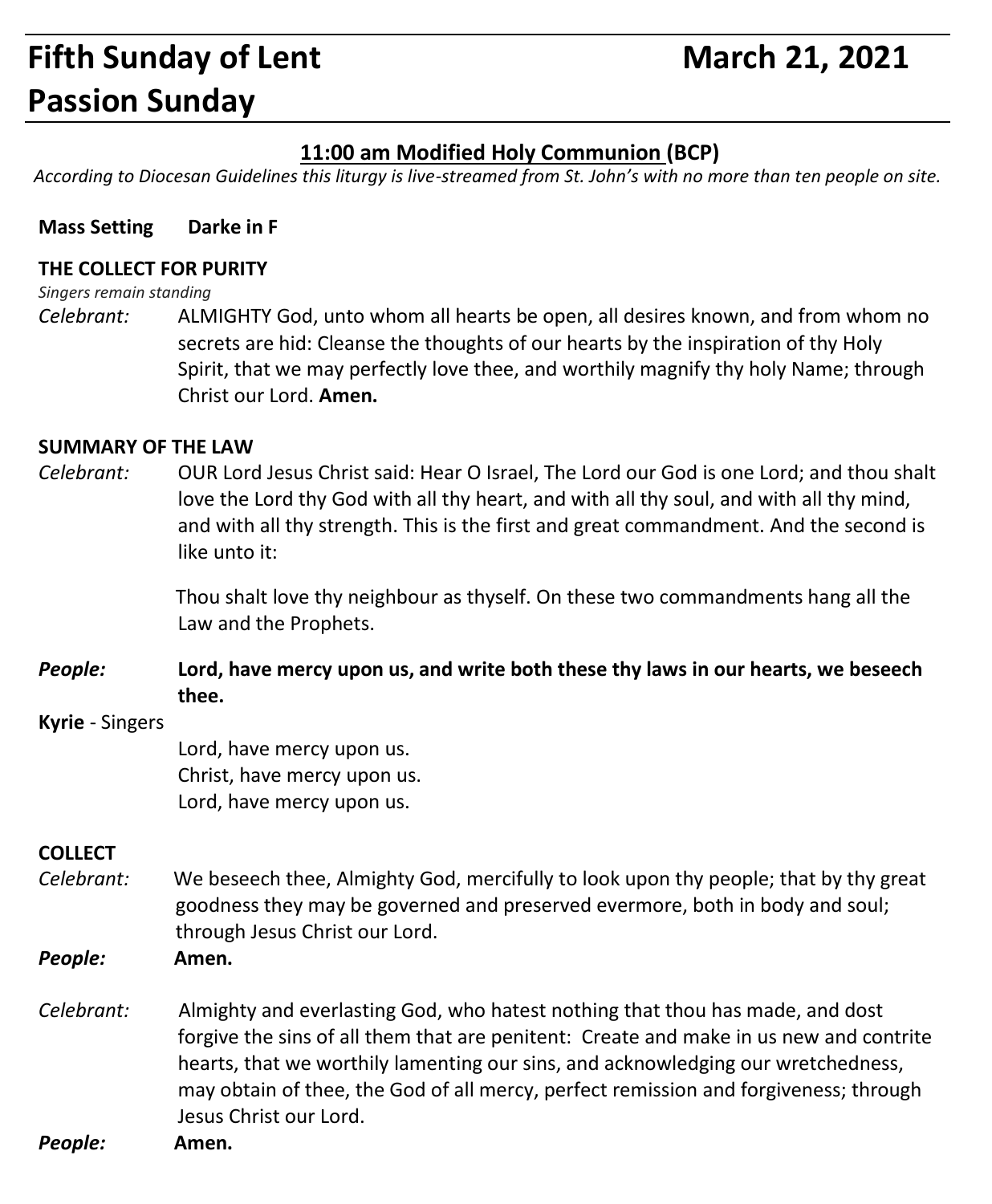# Fifth Sunday of Lent March 21, 2021
# Passion Sunday

## 11:00 am Modified Holy Communion (BCP)

*According to Diocesan Guidelines this liturgy is live-streamed from St. John's with no more than ten people on site.*

**Mass Setting** **Darke in F**

**THE COLLECT FOR PURITY**

*Singers remain standing*

*Celebrant:* ALMIGHTY God, unto whom all hearts be open, all desires known, and from whom no secrets are hid: Cleanse the thoughts of our hearts by the inspiration of thy Holy Spirit, that we may perfectly love thee, and worthily magnify thy holy Name; through Christ our Lord. **Amen.**

**SUMMARY OF THE LAW**

*Celebrant:* OUR Lord Jesus Christ said: Hear O Israel, The Lord our God is one Lord; and thou shalt love the Lord thy God with all thy heart, and with all thy soul, and with all thy mind, and with all thy strength. This is the first and great commandment. And the second is like unto it:

Thou shalt love thy neighbour as thyself. On these two commandments hang all the Law and the Prophets.

***People:*** **Lord, have mercy upon us, and write both these thy laws in our hearts, we beseech thee.**

**Kyrie** - Singers

Lord, have mercy upon us.
Christ, have mercy upon us.
Lord, have mercy upon us.

**COLLECT**

*Celebrant:* We beseech thee, Almighty God, mercifully to look upon thy people; that by thy great goodness they may be governed and preserved evermore, both in body and soul; through Jesus Christ our Lord.

***People:*** **Amen.**

*Celebrant:* Almighty and everlasting God, who hatest nothing that thou has made, and dost forgive the sins of all them that are penitent: Create and make in us new and contrite hearts, that we worthily lamenting our sins, and acknowledging our wretchedness, may obtain of thee, the God of all mercy, perfect remission and forgiveness; through Jesus Christ our Lord.

***People:*** **Amen.**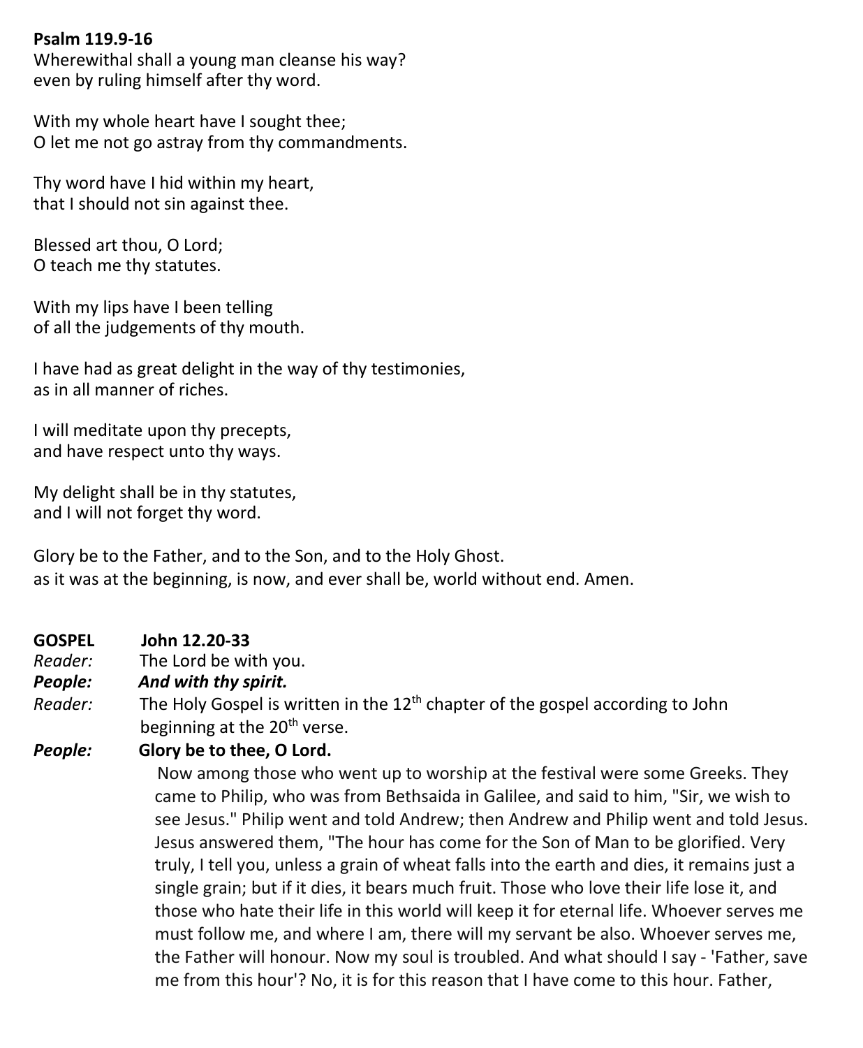**Psalm 119.9-16**
Wherewithal shall a young man cleanse his way?
even by ruling himself after thy word.

With my whole heart have I sought thee;
O let me not go astray from thy commandments.

Thy word have I hid within my heart,
that I should not sin against thee.

Blessed art thou, O Lord;
O teach me thy statutes.

With my lips have I been telling
of all the judgements of thy mouth.

I have had as great delight in the way of thy testimonies,
as in all manner of riches.

I will meditate upon thy precepts,
and have respect unto thy ways.

My delight shall be in thy statutes,
and I will not forget thy word.

Glory be to the Father, and to the Son, and to the Holy Ghost.
as it was at the beginning, is now, and ever shall be, world without end. Amen.

**GOSPEL** **John 12.20-33**

*Reader:* The Lord be with you.

***People:*** ***And with thy spirit.***

*Reader:* The Holy Gospel is written in the 12th chapter of the gospel according to John beginning at the 20th verse.

***People:*** **Glory be to thee, O Lord.**

Now among those who went up to worship at the festival were some Greeks. They came to Philip, who was from Bethsaida in Galilee, and said to him, "Sir, we wish to see Jesus." Philip went and told Andrew; then Andrew and Philip went and told Jesus. Jesus answered them, "The hour has come for the Son of Man to be glorified. Very truly, I tell you, unless a grain of wheat falls into the earth and dies, it remains just a single grain; but if it dies, it bears much fruit. Those who love their life lose it, and those who hate their life in this world will keep it for eternal life. Whoever serves me must follow me, and where I am, there will my servant be also. Whoever serves me, the Father will honour. Now my soul is troubled. And what should I say - 'Father, save me from this hour'? No, it is for this reason that I have come to this hour. Father,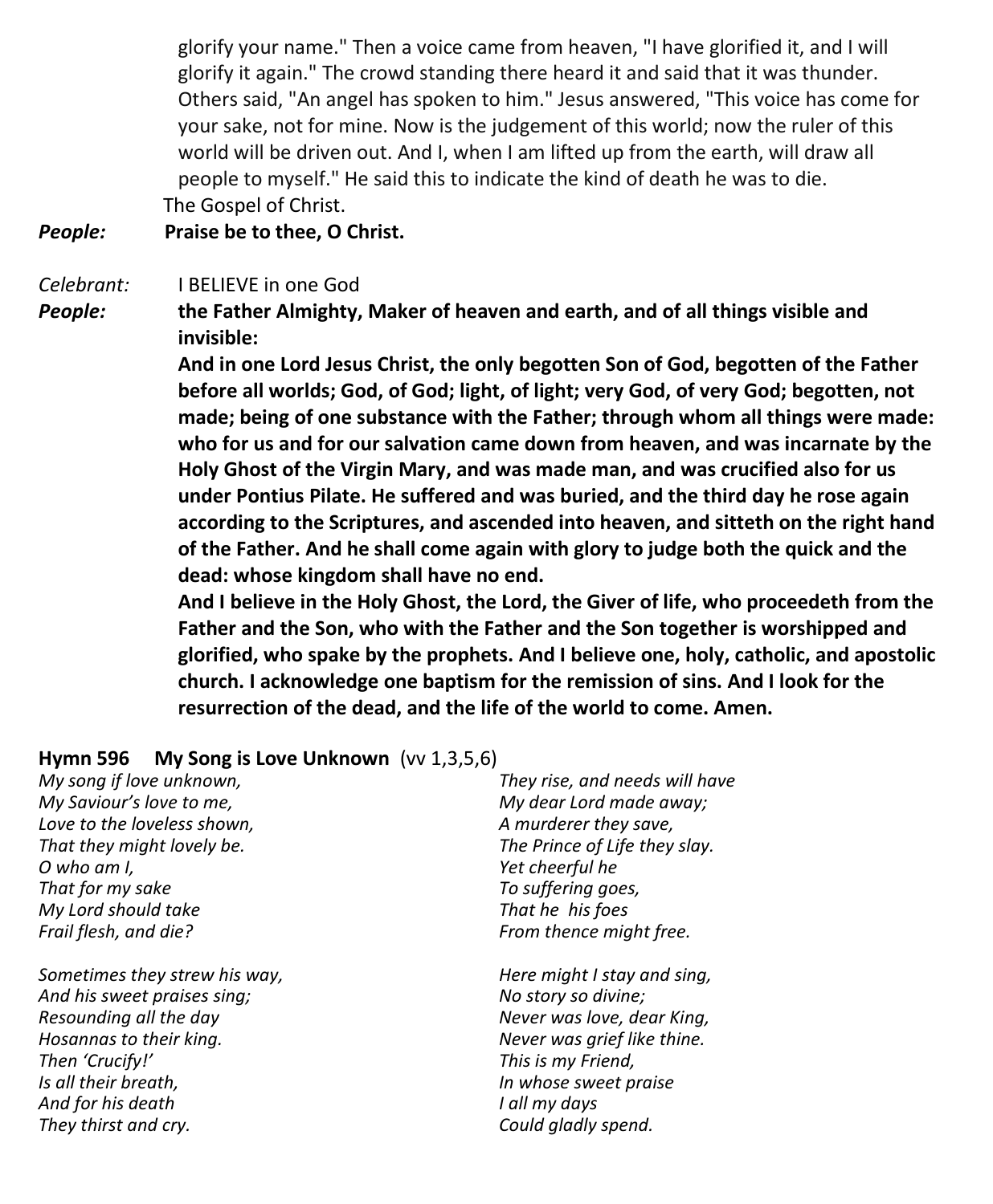glorify your name." Then a voice came from heaven, "I have glorified it, and I will glorify it again." The crowd standing there heard it and said that it was thunder. Others said, "An angel has spoken to him." Jesus answered, "This voice has come for your sake, not for mine. Now is the judgement of this world; now the ruler of this world will be driven out. And I, when I am lifted up from the earth, will draw all people to myself." He said this to indicate the kind of death he was to die.
The Gospel of Christ.

***People:*** **Praise be to thee, O Christ.**

*Celebrant:* I BELIEVE in one God

***People:*** **the Father Almighty, Maker of heaven and earth, and of all things visible and invisible:**
**And in one Lord Jesus Christ, the only begotten Son of God, begotten of the Father before all worlds; God, of God; light, of light; very God, of very God; begotten, not made; being of one substance with the Father; through whom all things were made: who for us and for our salvation came down from heaven, and was incarnate by the Holy Ghost of the Virgin Mary, and was made man, and was crucified also for us under Pontius Pilate. He suffered and was buried, and the third day he rose again according to the Scriptures, and ascended into heaven, and sitteth on the right hand of the Father. And he shall come again with glory to judge both the quick and the dead: whose kingdom shall have no end.**
**And I believe in the Holy Ghost, the Lord, the Giver of life, who proceedeth from the Father and the Son, who with the Father and the Son together is worshipped and glorified, who spake by the prophets. And I believe one, holy, catholic, and apostolic church. I acknowledge one baptism for the remission of sins. And I look for the resurrection of the dead, and the life of the world to come. Amen.**

**Hymn 596 My Song is Love Unknown** (vv 1,3,5,6)

*My song if love unknown,*
*My Saviour's love to me,*
*Love to the loveless shown,*
*That they might lovely be.*
*O who am I,*
*That for my sake*
*My Lord should take*
*Frail flesh, and die?*

*Sometimes they strew his way,*
*And his sweet praises sing;*
*Resounding all the day*
*Hosannas to their king.*
*Then 'Crucify!'*
*Is all their breath,*
*And for his death*
*They thirst and cry.*

*They rise, and needs will have*
*My dear Lord made away;*
*A murderer they save,*
*The Prince of Life they slay.*
*Yet cheerful he*
*To suffering goes,*
*That he his foes*
*From thence might free.*

*Here might I stay and sing,*
*No story so divine;*
*Never was love, dear King,*
*Never was grief like thine.*
*This is my Friend,*
*In whose sweet praise*
*I all my days*
*Could gladly spend.*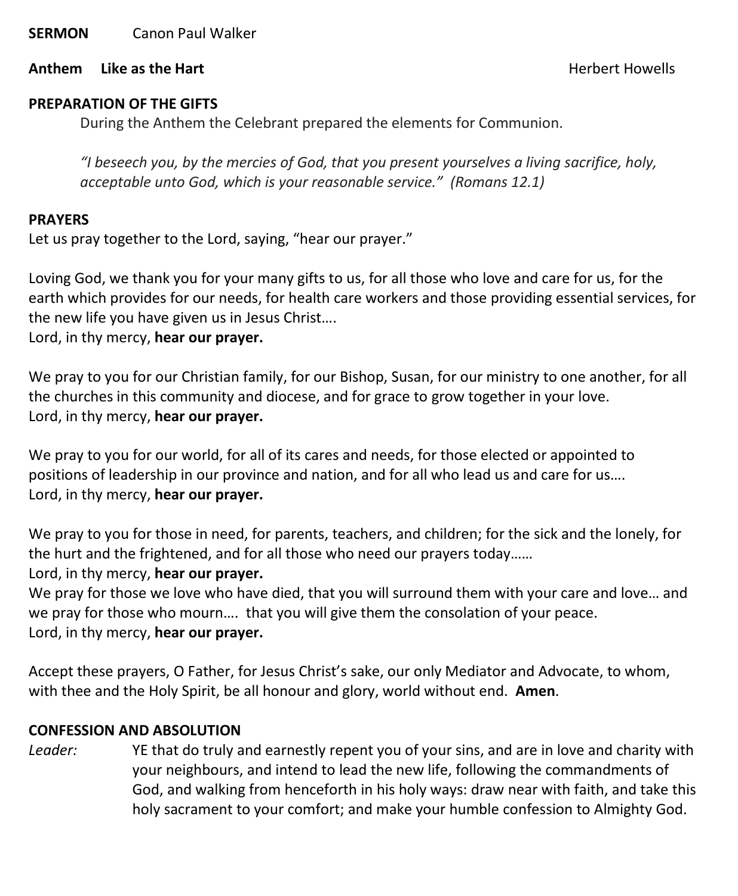**SERMON** Canon Paul Walker

**Anthem Like as the Hart** Herbert Howells

**PREPARATION OF THE GIFTS**

During the Anthem the Celebrant prepared the elements for Communion.

*"I beseech you, by the mercies of God, that you present yourselves a living sacrifice, holy, acceptable unto God, which is your reasonable service." (Romans 12.1)*

**PRAYERS**

Let us pray together to the Lord, saying, "hear our prayer."

Loving God, we thank you for your many gifts to us, for all those who love and care for us, for the earth which provides for our needs, for health care workers and those providing essential services, for the new life you have given us in Jesus Christ….
Lord, in thy mercy, **hear our prayer.**

We pray to you for our Christian family, for our Bishop, Susan, for our ministry to one another, for all the churches in this community and diocese, and for grace to grow together in your love.
Lord, in thy mercy, **hear our prayer.**

We pray to you for our world, for all of its cares and needs, for those elected or appointed to positions of leadership in our province and nation, and for all who lead us and care for us….
Lord, in thy mercy, **hear our prayer.**

We pray to you for those in need, for parents, teachers, and children; for the sick and the lonely, for the hurt and the frightened, and for all those who need our prayers today……
Lord, in thy mercy, **hear our prayer.**
We pray for those we love who have died, that you will surround them with your care and love… and we pray for those who mourn…. that you will give them the consolation of your peace.
Lord, in thy mercy, **hear our prayer.**

Accept these prayers, O Father, for Jesus Christ's sake, our only Mediator and Advocate, to whom, with thee and the Holy Spirit, be all honour and glory, world without end. **Amen**.

**CONFESSION AND ABSOLUTION**

*Leader:* YE that do truly and earnestly repent you of your sins, and are in love and charity with your neighbours, and intend to lead the new life, following the commandments of God, and walking from henceforth in his holy ways: draw near with faith, and take this holy sacrament to your comfort; and make your humble confession to Almighty God.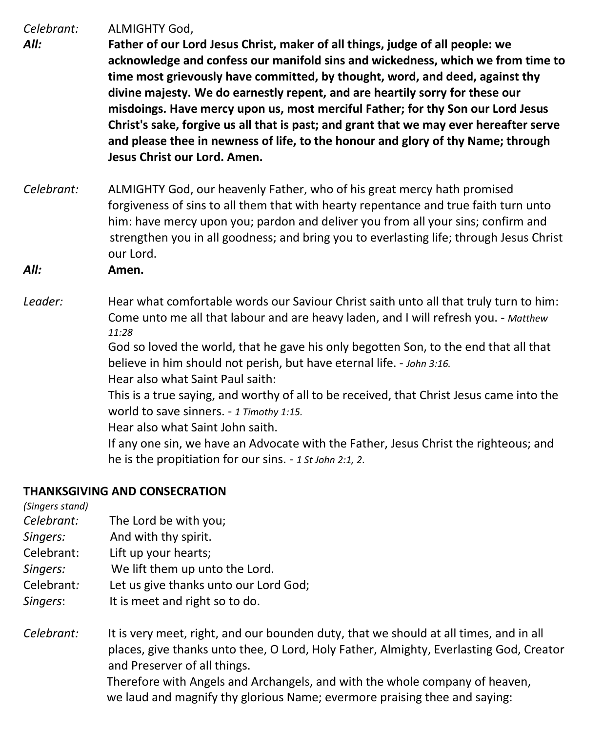*Celebrant:* ALMIGHTY God,

***All:*** **Father of our Lord Jesus Christ, maker of all things, judge of all people: we acknowledge and confess our manifold sins and wickedness, which we from time to time most grievously have committed, by thought, word, and deed, against thy divine majesty. We do earnestly repent, and are heartily sorry for these our misdoings. Have mercy upon us, most merciful Father; for thy Son our Lord Jesus Christ's sake, forgive us all that is past; and grant that we may ever hereafter serve and please thee in newness of life, to the honour and glory of thy Name; through Jesus Christ our Lord. Amen.**

*Celebrant:* ALMIGHTY God, our heavenly Father, who of his great mercy hath promised forgiveness of sins to all them that with hearty repentance and true faith turn unto him: have mercy upon you; pardon and deliver you from all your sins; confirm and strengthen you in all goodness; and bring you to everlasting life; through Jesus Christ our Lord.

***All:*** **Amen.**

*Leader:* Hear what comfortable words our Saviour Christ saith unto all that truly turn to him:
Come unto me all that labour and are heavy laden, and I will refresh you. - *Matthew 11:28*
God so loved the world, that he gave his only begotten Son, to the end that all that believe in him should not perish, but have eternal life. - *John 3:16.*
Hear also what Saint Paul saith:
This is a true saying, and worthy of all to be received, that Christ Jesus came into the world to save sinners. - *1 Timothy 1:15.*
Hear also what Saint John saith.
If any one sin, we have an Advocate with the Father, Jesus Christ the righteous; and he is the propitiation for our sins. - *1 St John 2:1, 2.*

**THANKSGIVING AND CONSECRATION**

*(Singers stand)*

*Celebrant:* The Lord be with you;
*Singers:* And with thy spirit.
Celebrant: Lift up your hearts;
*Singers:* We lift them up unto the Lord.
Celebrant*:* Let us give thanks unto our Lord God;
*Singers*: It is meet and right so to do.

*Celebrant:* It is very meet, right, and our bounden duty, that we should at all times, and in all places, give thanks unto thee, O Lord, Holy Father, Almighty, Everlasting God, Creator and Preserver of all things.
Therefore with Angels and Archangels, and with the whole company of heaven, we laud and magnify thy glorious Name; evermore praising thee and saying: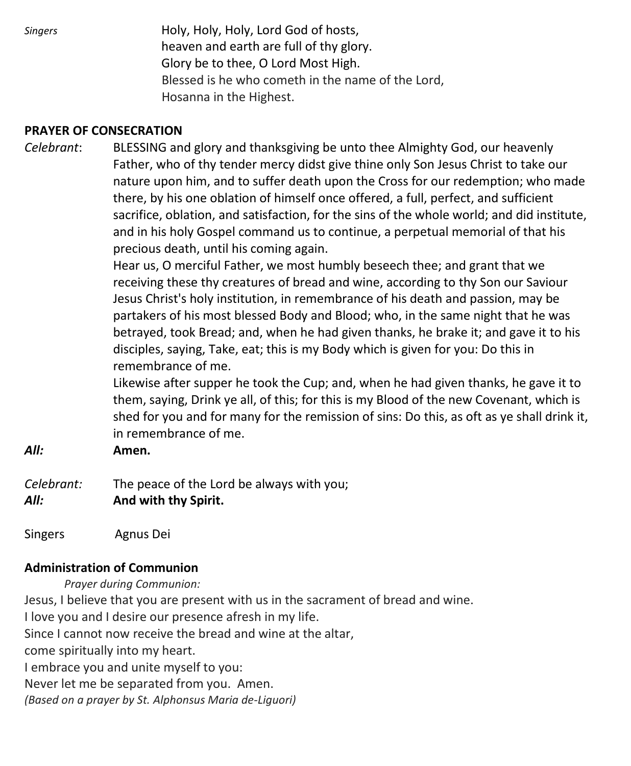*Singers*

Holy, Holy, Holy, Lord God of hosts,
heaven and earth are full of thy glory.
Glory be to thee, O Lord Most High.
Blessed is he who cometh in the name of the Lord,
Hosanna in the Highest.

**PRAYER OF CONSECRATION**

*Celebrant*: BLESSING and glory and thanksgiving be unto thee Almighty God, our heavenly Father, who of thy tender mercy didst give thine only Son Jesus Christ to take our nature upon him, and to suffer death upon the Cross for our redemption; who made there, by his one oblation of himself once offered, a full, perfect, and sufficient sacrifice, oblation, and satisfaction, for the sins of the whole world; and did institute, and in his holy Gospel command us to continue, a perpetual memorial of that his precious death, until his coming again.

Hear us, O merciful Father, we most humbly beseech thee; and grant that we receiving these thy creatures of bread and wine, according to thy Son our Saviour Jesus Christ's holy institution, in remembrance of his death and passion, may be partakers of his most blessed Body and Blood; who, in the same night that he was betrayed, took Bread; and, when he had given thanks, he brake it; and gave it to his disciples, saying, Take, eat; this is my Body which is given for you: Do this in remembrance of me.

Likewise after supper he took the Cup; and, when he had given thanks, he gave it to them, saying, Drink ye all, of this; for this is my Blood of the new Covenant, which is shed for you and for many for the remission of sins: Do this, as oft as ye shall drink it, in remembrance of me.

***All:*** **Amen.**

*Celebrant:* The peace of the Lord be always with you;
***All:*** **And with thy Spirit.**

Singers Agnus Dei

**Administration of Communion**

*Prayer during Communion:*

Jesus, I believe that you are present with us in the sacrament of bread and wine.
I love you and I desire our presence afresh in my life.
Since I cannot now receive the bread and wine at the altar,
come spiritually into my heart.
I embrace you and unite myself to you:
Never let me be separated from you. Amen.
*(Based on a prayer by St. Alphonsus Maria de-Liguori)*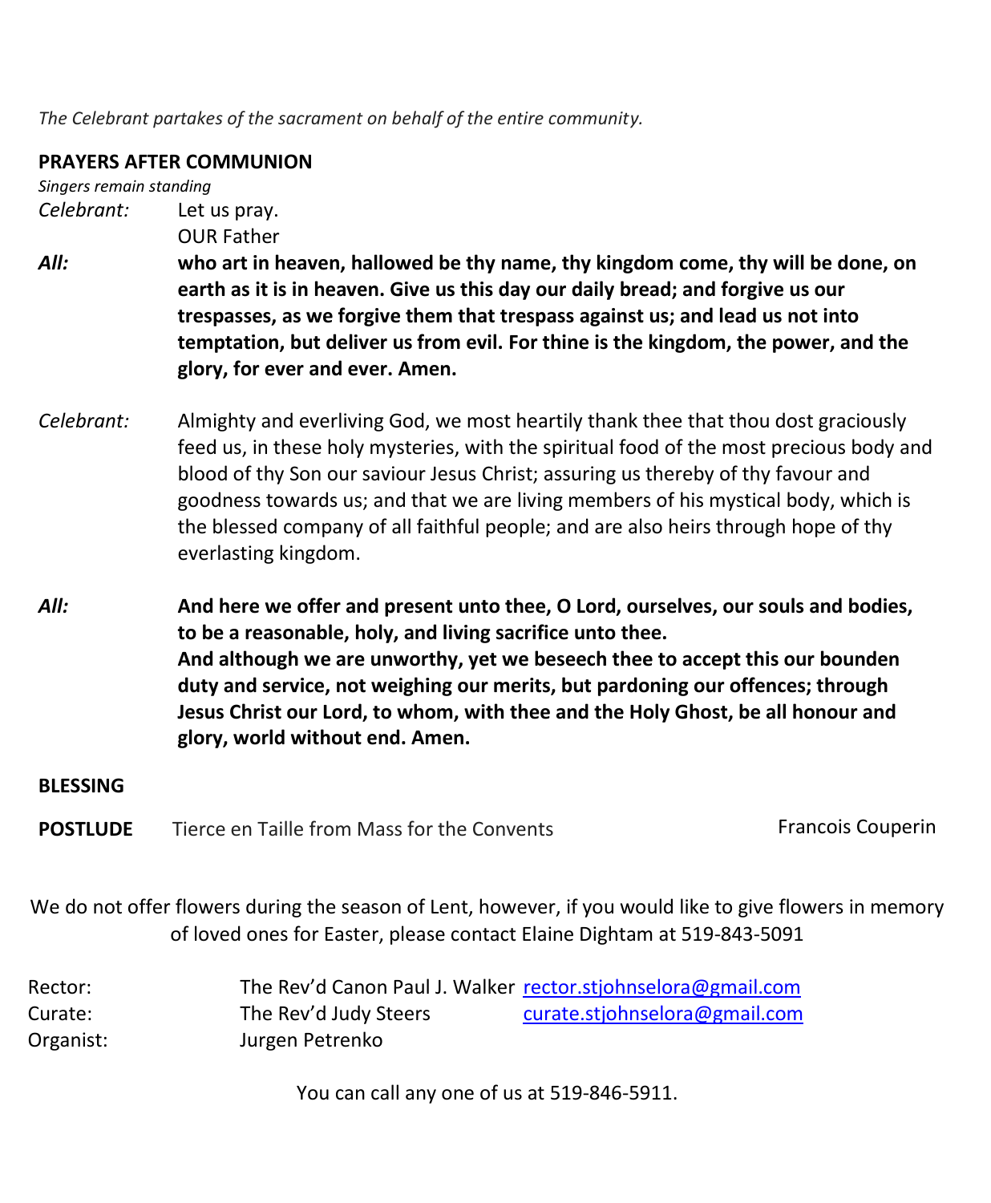*The Celebrant partakes of the sacrament on behalf of the entire community.*

**PRAYERS AFTER COMMUNION**

*Singers remain standing*

*Celebrant:* Let us pray.
OUR Father

***All:*** **who art in heaven, hallowed be thy name, thy kingdom come, thy will be done, on earth as it is in heaven. Give us this day our daily bread; and forgive us our trespasses, as we forgive them that trespass against us; and lead us not into temptation, but deliver us from evil. For thine is the kingdom, the power, and the glory, for ever and ever. Amen.**

*Celebrant:* Almighty and everliving God, we most heartily thank thee that thou dost graciously feed us, in these holy mysteries, with the spiritual food of the most precious body and blood of thy Son our saviour Jesus Christ; assuring us thereby of thy favour and goodness towards us; and that we are living members of his mystical body, which is the blessed company of all faithful people; and are also heirs through hope of thy everlasting kingdom.

***All:*** **And here we offer and present unto thee, O Lord, ourselves, our souls and bodies, to be a reasonable, holy, and living sacrifice unto thee.**
**And although we are unworthy, yet we beseech thee to accept this our bounden duty and service, not weighing our merits, but pardoning our offences; through Jesus Christ our Lord, to whom, with thee and the Holy Ghost, be all honour and glory, world without end. Amen.**

**BLESSING**

**POSTLUDE** Tierce en Taille from Mass for the Convents — Francois Couperin

We do not offer flowers during the season of Lent, however, if you would like to give flowers in memory of loved ones for Easter, please contact Elaine Dightam at 519-843-5091

| | | |
|---|---|---|
| Rector: | The Rev'd Canon Paul J. Walker | rector.stjohnselora@gmail.com |
| Curate: | The Rev'd Judy Steers | curate.stjohnselora@gmail.com |
| Organist: | Jurgen Petrenko | |

You can call any one of us at 519-846-5911.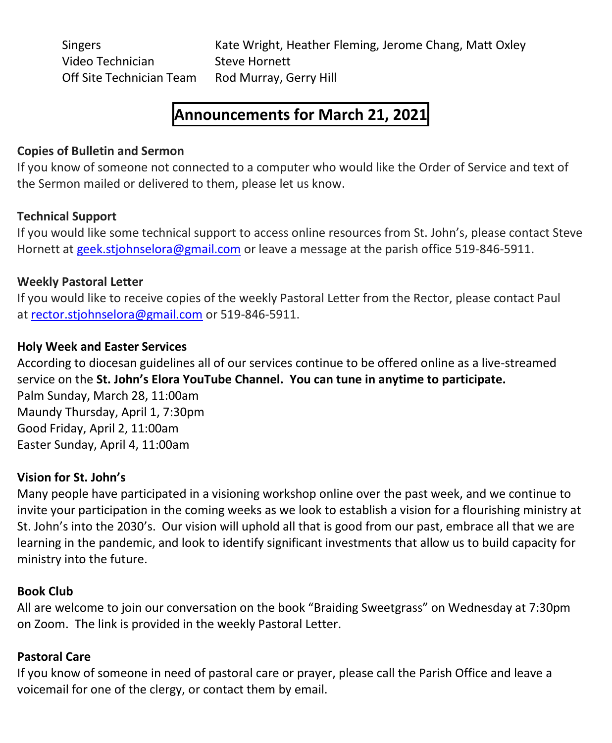| | |
|---|---|
| Singers | Kate Wright, Heather Fleming, Jerome Chang, Matt Oxley |
| Video Technician | Steve Hornett |
| Off Site Technician Team | Rod Murray, Gerry Hill |

# Announcements for March 21, 2021

**Copies of Bulletin and Sermon**

If you know of someone not connected to a computer who would like the Order of Service and text of the Sermon mailed or delivered to them, please let us know.

**Technical Support**

If you would like some technical support to access online resources from St. John's, please contact Steve Hornett at geek.stjohnselora@gmail.com or leave a message at the parish office 519-846-5911.

**Weekly Pastoral Letter**

If you would like to receive copies of the weekly Pastoral Letter from the Rector, please contact Paul at rector.stjohnselora@gmail.com or 519-846-5911.

**Holy Week and Easter Services**

According to diocesan guidelines all of our services continue to be offered online as a live-streamed service on the **St. John's Elora YouTube Channel. You can tune in anytime to participate.**

Palm Sunday, March 28, 11:00am
Maundy Thursday, April 1, 7:30pm
Good Friday, April 2, 11:00am
Easter Sunday, April 4, 11:00am

**Vision for St. John's**

Many people have participated in a visioning workshop online over the past week, and we continue to invite your participation in the coming weeks as we look to establish a vision for a flourishing ministry at St. John's into the 2030's. Our vision will uphold all that is good from our past, embrace all that we are learning in the pandemic, and look to identify significant investments that allow us to build capacity for ministry into the future.

**Book Club**

All are welcome to join our conversation on the book "Braiding Sweetgrass" on Wednesday at 7:30pm on Zoom. The link is provided in the weekly Pastoral Letter.

**Pastoral Care**

If you know of someone in need of pastoral care or prayer, please call the Parish Office and leave a voicemail for one of the clergy, or contact them by email.